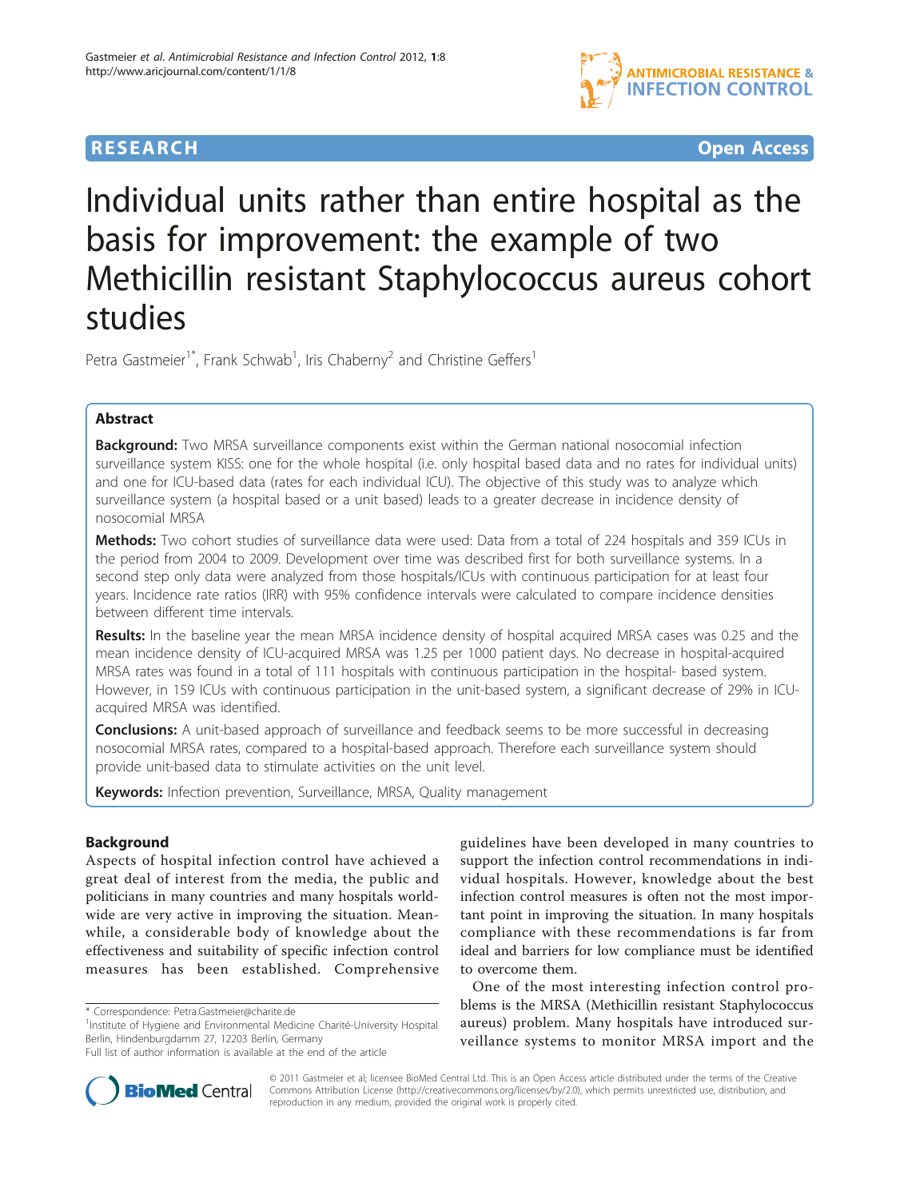**RESEARCH** **Open Access**

# Individual units rather than entire hospital as the basis for improvement: the example of two Methicillin resistant Staphylococcus aureus cohort studies

Petra Gastmeier[1*], Frank Schwab[1], Iris Chaberny[2] and Christine Geffers[1]

## Abstract

**Background:** Two MRSA surveillance components exist within the German national nosocomial infection surveillance system KISS: one for the whole hospital (i.e. only hospital based data and no rates for individual units) and one for ICU-based data (rates for each individual ICU). The objective of this study was to analyze which surveillance system (a hospital based or a unit based) leads to a greater decrease in incidence density of nosocomial MRSA

**Methods:** Two cohort studies of surveillance data were used: Data from a total of 224 hospitals and 359 ICUs in the period from 2004 to 2009. Development over time was described first for both surveillance systems. In a second step only data were analyzed from those hospitals/ICUs with continuous participation for at least four years. Incidence rate ratios (IRR) with 95% confidence intervals were calculated to compare incidence densities between different time intervals.

**Results:** In the baseline year the mean MRSA incidence density of hospital acquired MRSA cases was 0.25 and the mean incidence density of ICU-acquired MRSA was 1.25 per 1000 patient days. No decrease in hospital-acquired MRSA rates was found in a total of 111 hospitals with continuous participation in the hospital- based system. However, in 159 ICUs with continuous participation in the unit-based system, a significant decrease of 29% in ICU-acquired MRSA was identified.

**Conclusions:** A unit-based approach of surveillance and feedback seems to be more successful in decreasing nosocomial MRSA rates, compared to a hospital-based approach. Therefore each surveillance system should provide unit-based data to stimulate activities on the unit level.

**Keywords:** Infection prevention, Surveillance, MRSA, Quality management

## Background

Aspects of hospital infection control have achieved a great deal of interest from the media, the public and politicians in many countries and many hospitals worldwide are very active in improving the situation. Meanwhile, a considerable body of knowledge about the effectiveness and suitability of specific infection control measures has been established. Comprehensive guidelines have been developed in many countries to support the infection control recommendations in individual hospitals. However, knowledge about the best infection control measures is often not the most important point in improving the situation. In many hospitals compliance with these recommendations is far from ideal and barriers for low compliance must be identified to overcome them.

One of the most interesting infection control problems is the MRSA (Methicillin resistant Staphylococcus aureus) problem. Many hospitals have introduced surveillance systems to monitor MRSA import and the

\* Correspondence: Petra.Gastmeier@charite.de
[1]Institute of Hygiene and Environmental Medicine Charité-University Hospital Berlin, Hindenburgdamm 27, 12203 Berlin, Germany
Full list of author information is available at the end of the article

© 2011 Gastmeier et al; licensee BioMed Central Ltd. This is an Open Access article distributed under the terms of the Creative Commons Attribution License (http://creativecommons.org/licenses/by/2.0), which permits unrestricted use, distribution, and reproduction in any medium, provided the original work is properly cited.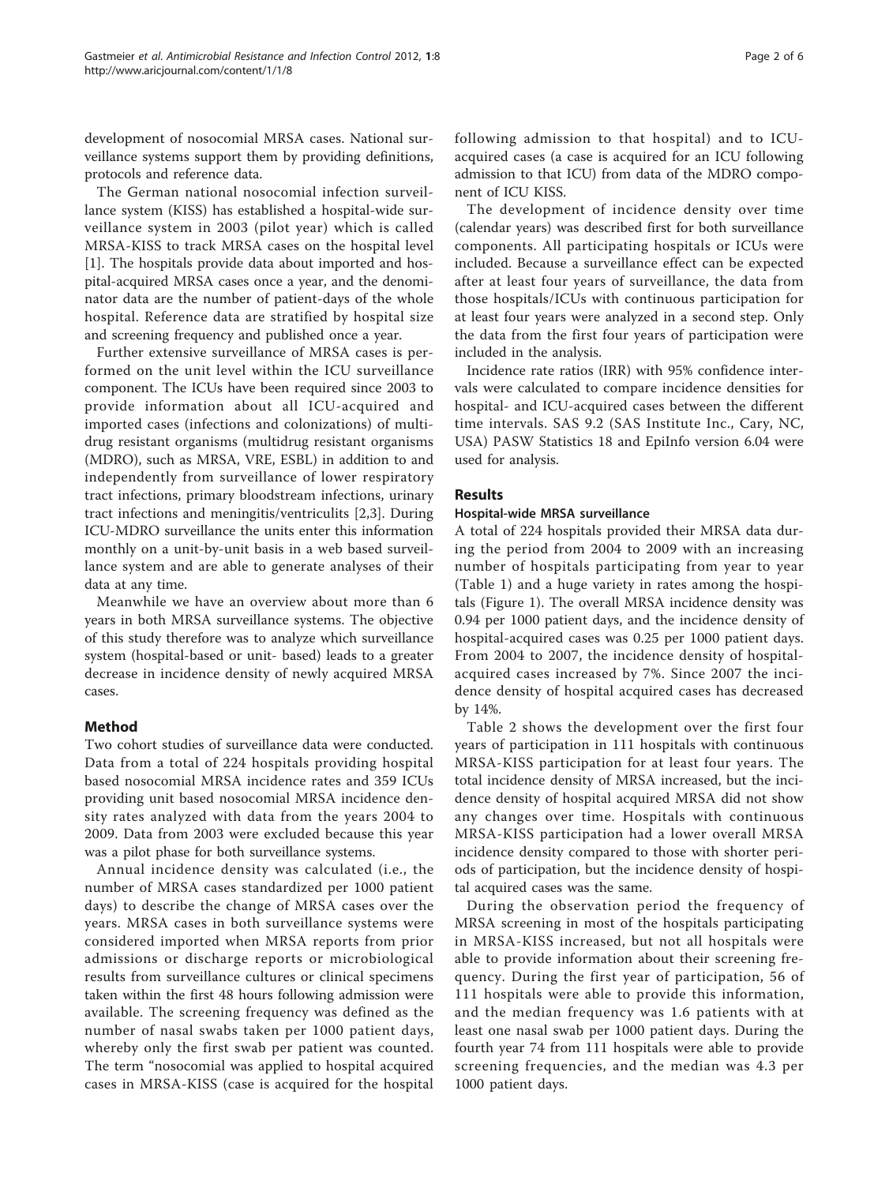development of nosocomial MRSA cases. National surveillance systems support them by providing definitions, protocols and reference data.

The German national nosocomial infection surveillance system (KISS) has established a hospital-wide surveillance system in 2003 (pilot year) which is called MRSA-KISS to track MRSA cases on the hospital level [1]. The hospitals provide data about imported and hospital-acquired MRSA cases once a year, and the denominator data are the number of patient-days of the whole hospital. Reference data are stratified by hospital size and screening frequency and published once a year.

Further extensive surveillance of MRSA cases is performed on the unit level within the ICU surveillance component. The ICUs have been required since 2003 to provide information about all ICU-acquired and imported cases (infections and colonizations) of multidrug resistant organisms (multidrug resistant organisms (MDRO), such as MRSA, VRE, ESBL) in addition to and independently from surveillance of lower respiratory tract infections, primary bloodstream infections, urinary tract infections and meningitis/ventriculits [2,3]. During ICU-MDRO surveillance the units enter this information monthly on a unit-by-unit basis in a web based surveillance system and are able to generate analyses of their data at any time.

Meanwhile we have an overview about more than 6 years in both MRSA surveillance systems. The objective of this study therefore was to analyze which surveillance system (hospital-based or unit- based) leads to a greater decrease in incidence density of newly acquired MRSA cases.

## Method

Two cohort studies of surveillance data were conducted. Data from a total of 224 hospitals providing hospital based nosocomial MRSA incidence rates and 359 ICUs providing unit based nosocomial MRSA incidence density rates analyzed with data from the years 2004 to 2009. Data from 2003 were excluded because this year was a pilot phase for both surveillance systems.

Annual incidence density was calculated (i.e., the number of MRSA cases standardized per 1000 patient days) to describe the change of MRSA cases over the years. MRSA cases in both surveillance systems were considered imported when MRSA reports from prior admissions or discharge reports or microbiological results from surveillance cultures or clinical specimens taken within the first 48 hours following admission were available. The screening frequency was defined as the number of nasal swabs taken per 1000 patient days, whereby only the first swab per patient was counted. The term "nosocomial was applied to hospital acquired cases in MRSA-KISS (case is acquired for the hospital following admission to that hospital) and to ICU-acquired cases (a case is acquired for an ICU following admission to that ICU) from data of the MDRO component of ICU KISS.

The development of incidence density over time (calendar years) was described first for both surveillance components. All participating hospitals or ICUs were included. Because a surveillance effect can be expected after at least four years of surveillance, the data from those hospitals/ICUs with continuous participation for at least four years were analyzed in a second step. Only the data from the first four years of participation were included in the analysis.

Incidence rate ratios (IRR) with 95% confidence intervals were calculated to compare incidence densities for hospital- and ICU-acquired cases between the different time intervals. SAS 9.2 (SAS Institute Inc., Cary, NC, USA) PASW Statistics 18 and EpiInfo version 6.04 were used for analysis.

## Results

### Hospital-wide MRSA surveillance

A total of 224 hospitals provided their MRSA data during the period from 2004 to 2009 with an increasing number of hospitals participating from year to year (Table 1) and a huge variety in rates among the hospitals (Figure 1). The overall MRSA incidence density was 0.94 per 1000 patient days, and the incidence density of hospital-acquired cases was 0.25 per 1000 patient days. From 2004 to 2007, the incidence density of hospital-acquired cases increased by 7%. Since 2007 the incidence density of hospital acquired cases has decreased by 14%.

Table 2 shows the development over the first four years of participation in 111 hospitals with continuous MRSA-KISS participation for at least four years. The total incidence density of MRSA increased, but the incidence density of hospital acquired MRSA did not show any changes over time. Hospitals with continuous MRSA-KISS participation had a lower overall MRSA incidence density compared to those with shorter periods of participation, but the incidence density of hospital acquired cases was the same.

During the observation period the frequency of MRSA screening in most of the hospitals participating in MRSA-KISS increased, but not all hospitals were able to provide information about their screening frequency. During the first year of participation, 56 of 111 hospitals were able to provide this information, and the median frequency was 1.6 patients with at least one nasal swab per 1000 patient days. During the fourth year 74 from 111 hospitals were able to provide screening frequencies, and the median was 4.3 per 1000 patient days.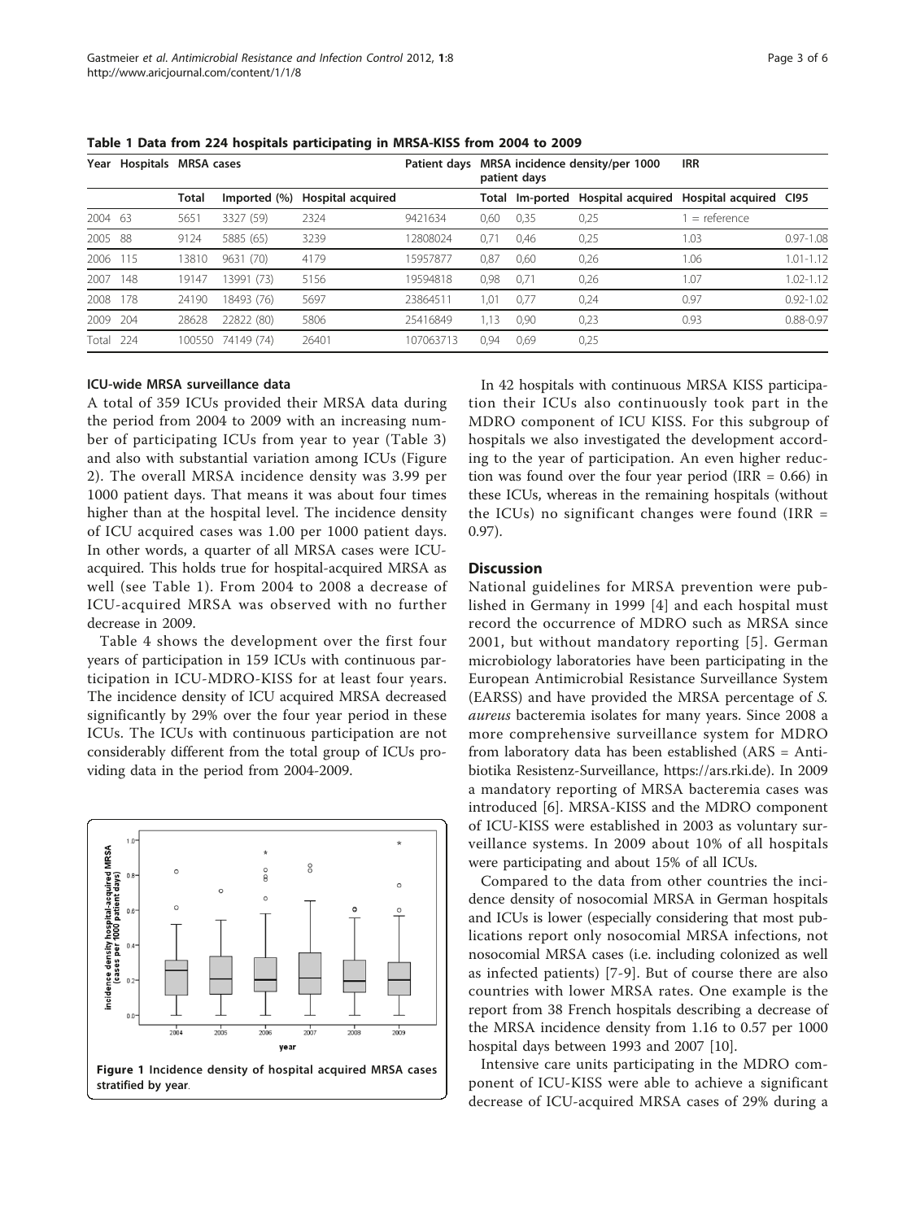**Table 1 Data from 224 hospitals participating in MRSA-KISS from 2004 to 2009**

| Year | Hospitals | MRSA cases | | | Patient days | MRSA incidence density/per 1000 patient days | | | IRR | |
|---|---|---|---|---|---|---|---|---|---|---|
| | | Total | Imported (%) | Hospital acquired | | Total | Im-ported | Hospital acquired | Hospital acquired | CI95 |
| 2004 | 63 | 5651 | 3327 (59) | 2324 | 9421634 | 0,60 | 0,35 | 0,25 | 1 = reference | |
| 2005 | 88 | 9124 | 5885 (65) | 3239 | 12808024 | 0,71 | 0,46 | 0,25 | 1.03 | 0.97-1.08 |
| 2006 | 115 | 13810 | 9631 (70) | 4179 | 15957877 | 0,87 | 0,60 | 0,26 | 1.06 | 1.01-1.12 |
| 2007 | 148 | 19147 | 13991 (73) | 5156 | 19594818 | 0,98 | 0,71 | 0,26 | 1.07 | 1.02-1.12 |
| 2008 | 178 | 24190 | 18493 (76) | 5697 | 23864511 | 1,01 | 0,77 | 0,24 | 0.97 | 0.92-1.02 |
| 2009 | 204 | 28628 | 22822 (80) | 5806 | 25416849 | 1,13 | 0,90 | 0,23 | 0.93 | 0.88-0.97 |
| Total | 224 | 100550 | 74149 (74) | 26401 | 107063713 | 0,94 | 0,69 | 0,25 | | |

### ICU-wide MRSA surveillance data

A total of 359 ICUs provided their MRSA data during the period from 2004 to 2009 with an increasing number of participating ICUs from year to year (Table 3) and also with substantial variation among ICUs (Figure 2). The overall MRSA incidence density was 3.99 per 1000 patient days. That means it was about four times higher than at the hospital level. The incidence density of ICU acquired cases was 1.00 per 1000 patient days. In other words, a quarter of all MRSA cases were ICU-acquired. This holds true for hospital-acquired MRSA as well (see Table 1). From 2004 to 2008 a decrease of ICU-acquired MRSA was observed with no further decrease in 2009.

Table 4 shows the development over the first four years of participation in 159 ICUs with continuous participation in ICU-MDRO-KISS for at least four years. The incidence density of ICU acquired MRSA decreased significantly by 29% over the four year period in these ICUs. The ICUs with continuous participation are not considerably different from the total group of ICUs providing data in the period from 2004-2009.

**Figure 1 Incidence density of hospital acquired MRSA cases stratified by year.**

In 42 hospitals with continuous MRSA KISS participation their ICUs also continuously took part in the MDRO component of ICU KISS. For this subgroup of hospitals we also investigated the development according to the year of participation. An even higher reduction was found over the four year period (IRR = 0.66) in these ICUs, whereas in the remaining hospitals (without the ICUs) no significant changes were found (IRR = 0.97).

## Discussion

National guidelines for MRSA prevention were published in Germany in 1999 [4] and each hospital must record the occurrence of MDRO such as MRSA since 2001, but without mandatory reporting [5]. German microbiology laboratories have been participating in the European Antimicrobial Resistance Surveillance System (EARSS) and have provided the MRSA percentage of *S. aureus* bacteremia isolates for many years. Since 2008 a more comprehensive surveillance system for MDRO from laboratory data has been established (ARS = Antibiotika Resistenz-Surveillance, https://ars.rki.de). In 2009 a mandatory reporting of MRSA bacteremia cases was introduced [6]. MRSA-KISS and the MDRO component of ICU-KISS were established in 2003 as voluntary surveillance systems. In 2009 about 10% of all hospitals were participating and about 15% of all ICUs.

Compared to the data from other countries the incidence density of nosocomial MRSA in German hospitals and ICUs is lower (especially considering that most publications report only nosocomial MRSA infections, not nosocomial MRSA cases (i.e. including colonized as well as infected patients) [7-9]. But of course there are also countries with lower MRSA rates. One example is the report from 38 French hospitals describing a decrease of the MRSA incidence density from 1.16 to 0.57 per 1000 hospital days between 1993 and 2007 [10].

Intensive care units participating in the MDRO component of ICU-KISS were able to achieve a significant decrease of ICU-acquired MRSA cases of 29% during a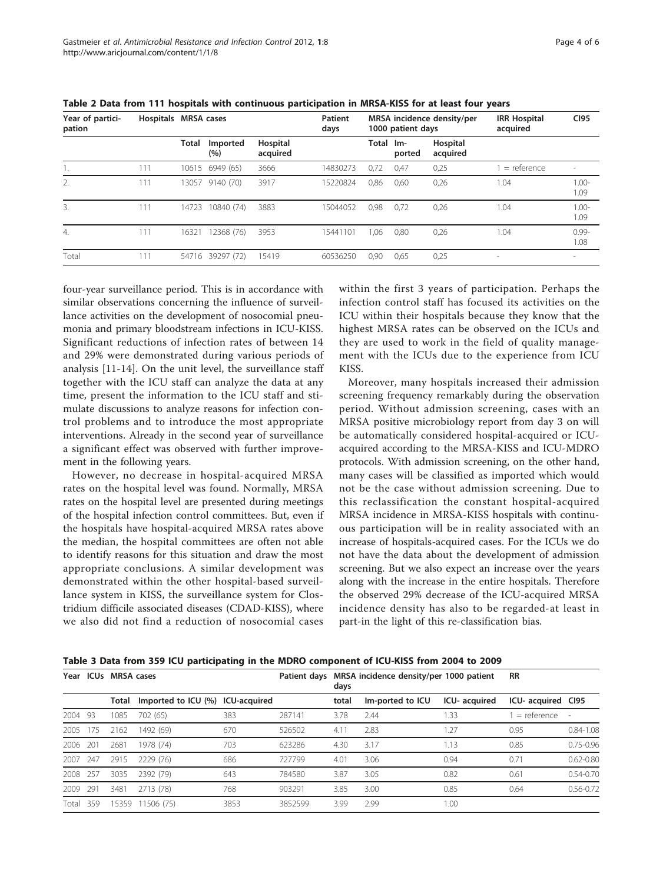**Table 2 Data from 111 hospitals with continuous participation in MRSA-KISS for at least four years**

| Year of participation | Hospitals | MRSA cases | | | Patient days | MRSA incidence density/per 1000 patient days | | | IRR Hospital acquired | CI95 |
|---|---|---|---|---|---|---|---|---|---|---|
| | | Total | Imported (%) | Hospital acquired | | Total | Imported | Hospital acquired | | |
| 1. | 111 | 10615 | 6949 (65) | 3666 | 14830273 | 0,72 | 0,47 | 0,25 | 1 = reference | - |
| 2. | 111 | 13057 | 9140 (70) | 3917 | 15220824 | 0,86 | 0,60 | 0,26 | 1.04 | 1.00-1.09 |
| 3. | 111 | 14723 | 10840 (74) | 3883 | 15044052 | 0,98 | 0,72 | 0,26 | 1.04 | 1.00-1.09 |
| 4. | 111 | 16321 | 12368 (76) | 3953 | 15441101 | 1,06 | 0,80 | 0,26 | 1.04 | 0.99-1.08 |
| Total | 111 | 54716 | 39297 (72) | 15419 | 60536250 | 0,90 | 0,65 | 0,25 | - | - |

four-year surveillance period. This is in accordance with similar observations concerning the influence of surveillance activities on the development of nosocomial pneumonia and primary bloodstream infections in ICU-KISS. Significant reductions of infection rates of between 14 and 29% were demonstrated during various periods of analysis [11-14]. On the unit level, the surveillance staff together with the ICU staff can analyze the data at any time, present the information to the ICU staff and stimulate discussions to analyze reasons for infection control problems and to introduce the most appropriate interventions. Already in the second year of surveillance a significant effect was observed with further improvement in the following years.

However, no decrease in hospital-acquired MRSA rates on the hospital level was found. Normally, MRSA rates on the hospital level are presented during meetings of the hospital infection control committees. But, even if the hospitals have hospital-acquired MRSA rates above the median, the hospital committees are often not able to identify reasons for this situation and draw the most appropriate conclusions. A similar development was demonstrated within the other hospital-based surveillance system in KISS, the surveillance system for Clostridium difficile associated diseases (CDAD-KISS), where we also did not find a reduction of nosocomial cases within the first 3 years of participation. Perhaps the infection control staff has focused its activities on the ICU within their hospitals because they know that the highest MRSA rates can be observed on the ICUs and they are used to work in the field of quality management with the ICUs due to the experience from ICU KISS.

Moreover, many hospitals increased their admission screening frequency remarkably during the observation period. Without admission screening, cases with an MRSA positive microbiology report from day 3 on will be automatically considered hospital-acquired or ICU-acquired according to the MRSA-KISS and ICU-MDRO protocols. With admission screening, on the other hand, many cases will be classified as imported which would not be the case without admission screening. Due to this reclassification the constant hospital-acquired MRSA incidence in MRSA-KISS hospitals with continuous participation will be in reality associated with an increase of hospitals-acquired cases. For the ICUs we do not have the data about the development of admission screening. But we also expect an increase over the years along with the increase in the entire hospitals. Therefore the observed 29% decrease of the ICU-acquired MRSA incidence density has also to be regarded-at least in part-in the light of this re-classification bias.

**Table 3 Data from 359 ICU participating in the MDRO component of ICU-KISS from 2004 to 2009**

| Year | ICUs | MRSA cases | | | Patient days | MRSA incidence density/per 1000 patient days | | | RR | |
|---|---|---|---|---|---|---|---|---|---|---|
| | | Total | Imported to ICU (%) | ICU-acquired | | total | Im-ported to ICU | ICU- acquired | ICU- acquired | CI95 |
| 2004 | 93 | 1085 | 702 (65) | 383 | 287141 | 3.78 | 2.44 | 1.33 | 1 = reference | - |
| 2005 | 175 | 2162 | 1492 (69) | 670 | 526502 | 4.11 | 2.83 | 1.27 | 0.95 | 0.84-1.08 |
| 2006 | 201 | 2681 | 1978 (74) | 703 | 623286 | 4.30 | 3.17 | 1.13 | 0.85 | 0.75-0.96 |
| 2007 | 247 | 2915 | 2229 (76) | 686 | 727799 | 4.01 | 3.06 | 0.94 | 0.71 | 0.62-0.80 |
| 2008 | 257 | 3035 | 2392 (79) | 643 | 784580 | 3.87 | 3.05 | 0.82 | 0.61 | 0.54-0.70 |
| 2009 | 291 | 3481 | 2713 (78) | 768 | 903291 | 3.85 | 3.00 | 0.85 | 0.64 | 0.56-0.72 |
| Total | 359 | 15359 | 11506 (75) | 3853 | 3852599 | 3.99 | 2.99 | 1.00 | | |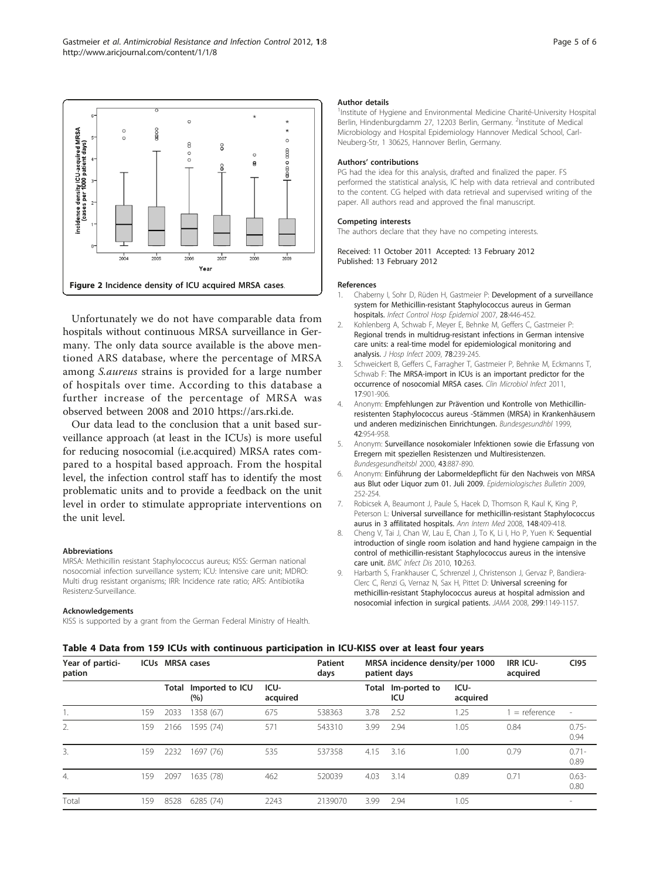Figure 2 Incidence density of ICU acquired MRSA cases.

Unfortunately we do not have comparable data from hospitals without continuous MRSA surveillance in Germany. The only data source available is the above mentioned ARS database, where the percentage of MRSA among *S.aureus* strains is provided for a large number of hospitals over time. According to this database a further increase of the percentage of MRSA was observed between 2008 and 2010 https://ars.rki.de.

Our data lead to the conclusion that a unit based surveillance approach (at least in the ICUs) is more useful for reducing nosocomial (i.e.acquired) MRSA rates compared to a hospital based approach. From the hospital level, the infection control staff has to identify the most problematic units and to provide a feedback on the unit level in order to stimulate appropriate interventions on the unit level.

#### Abbreviations

MRSA: Methicillin resistant Staphylococcus aureus; KISS: German national nosocomial infection surveillance system; ICU: Intensive care unit; MDRO: Multi drug resistant organisms; IRR: Incidence rate ratio; ARS: Antibiotika Resistenz-Surveillance.

#### Acknowledgements

KISS is supported by a grant from the German Federal Ministry of Health.

#### Author details

[1]Institute of Hygiene and Environmental Medicine Charité-University Hospital Berlin, Hindenburgdamm 27, 12203 Berlin, Germany. [2]Institute of Medical Microbiology and Hospital Epidemiology Hannover Medical School, Carl-Neuberg-Str, 1 30625, Hannover Berlin, Germany.

#### Authors' contributions

PG had the idea for this analysis, drafted and finalized the paper. FS performed the statistical analysis, IC help with data retrieval and contributed to the content. CG helped with data retrieval and supervised writing of the paper. All authors read and approved the final manuscript.

#### Competing interests

The authors declare that they have no competing interests.

Received: 11 October 2011 Accepted: 13 February 2012
Published: 13 February 2012

#### References

1. Chaberny I, Sohr D, Rüden H, Gastmeier P: **Development of a surveillance system for Methicillin-resistant Staphylococcus aureus in German hospitals.** *Infect Control Hosp Epidemiol* 2007, **28**:446-452.
2. Kohlenberg A, Schwab F, Meyer E, Behnke M, Geffers C, Gastmeier P: **Regional trends in multidrug-resistant infections in German intensive care units: a real-time model for epidemiological monitoring and analysis.** *J Hosp Infect* 2009, **78**:239-245.
3. Schweickert B, Geffers C, Farragher T, Gastmeier P, Behnke M, Eckmanns T, Schwab F: **The MRSA-import in ICUs is an important predictor for the occurrence of nosocomial MRSA cases.** *Clin Microbiol Infect* 2011, **17**:901-906.
4. Anonym: **Empfehlungen zur Prävention und Kontrolle von Methicillin-resistenten Staphylococcus aureus -Stämmen (MRSA) in Krankenhäusern und anderen medizinischen Einrichtungen.** *Bundesgesundhbl* 1999, **42**:954-958.
5. Anonym: **Surveillance nosokomialer Infektionen sowie die Erfassung von Erregern mit speziellen Resistenzen und Multiresistenzen.** *Bundesgesundheitsbl* 2000, **43**:887-890.
6. Anonym: **Einführung der Labormeldepflicht für den Nachweis von MRSA aus Blut oder Liquor zum 01. Juli 2009.** *Epidemiologisches Bulletin* 2009, 252-254.
7. Robicsek A, Beaumont J, Paule S, Hacek D, Thomson R, Kaul K, King P, Peterson L: **Universal surveillance for methicillin-resistant Staphylococcus aurus in 3 affilitated hospitals.** *Ann Intern Med* 2008, **148**:409-418.
8. Cheng V, Tai J, Chan W, Lau E, Chan J, To K, Li I, Ho P, Yuen K: **Sequential introduction of single room isolation and hand hygiene campaign in the control of methicillin-resistant Staphylococcus aureus in the intensive care unit.** *BMC Infect Dis* 2010, **10**:263.
9. Harbarth S, Frankhauser C, Schrenzel J, Christenson J, Gervaz P, Bandiera-Clerc C, Renzi G, Vernaz N, Sax H, Pittet D: **Universal screening for methicillin-resistant Staphylococcus aureus at hospital admission and nosocomial infection in surgical patients.** *JAMA* 2008, **299**:1149-1157.

**Table 4 Data from 159 ICUs with continuous participation in ICU-KISS over at least four years**

| Year of participation | ICUs | MRSA cases | | | Patient days | MRSA incidence density/per 1000 patient days | | | IRR ICU-acquired | CI95 |
|---|---|---|---|---|---|---|---|---|---|---|
| | | Total | Imported to ICU (%) | ICU-acquired | | Total | Im-ported to ICU | ICU-acquired | | |
| 1. | 159 | 2033 | 1358 (67) | 675 | 538363 | 3.78 | 2.52 | 1.25 | 1 = reference | - |
| 2. | 159 | 2166 | 1595 (74) | 571 | 543310 | 3.99 | 2.94 | 1.05 | 0.84 | 0.75-0.94 |
| 3. | 159 | 2232 | 1697 (76) | 535 | 537358 | 4.15 | 3.16 | 1.00 | 0.79 | 0.71-0.89 |
| 4. | 159 | 2097 | 1635 (78) | 462 | 520039 | 4.03 | 3.14 | 0.89 | 0.71 | 0.63-0.80 |
| Total | 159 | 8528 | 6285 (74) | 2243 | 2139070 | 3.99 | 2.94 | 1.05 | | - |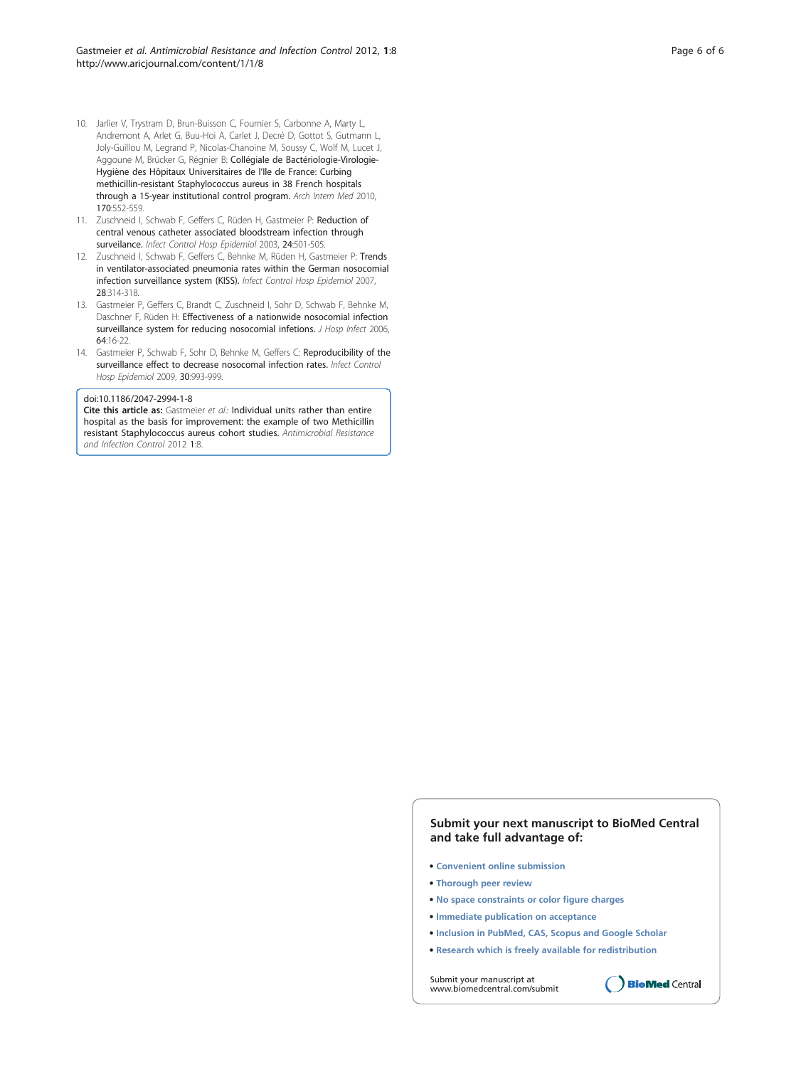10. Jarlier V, Trystram D, Brun-Buisson C, Fournier S, Carbonne A, Marty L, Andremont A, Arlet G, Buu-Hoi A, Carlet J, Decré D, Gottot S, Gutmann L, Joly-Guillou M, Legrand P, Nicolas-Chanoine M, Soussy C, Wolf M, Lucet J, Aggoune M, Brücker G, Régnier B: **Collégiale de Bactériologie-Virologie-Hygiène des Hôpitaux Universitaires de l'Ile de France: Curbing methicillin-resistant Staphylococcus aureus in 38 French hospitals through a 15-year institutional control program.** *Arch Intern Med* 2010, **170**:552-559.
11. Zuschneid I, Schwab F, Geffers C, Rüden H, Gastmeier P: **Reduction of central venous catheter associated bloodstream infection through surveilance.** *Infect Control Hosp Epidemiol* 2003, **24**:501-505.
12. Zuschneid I, Schwab F, Geffers C, Behnke M, Rüden H, Gastmeier P: **Trends in ventilator-associated pneumonia rates within the German nosocomial infection surveillance system (KISS).** *Infect Control Hosp Epidemiol* 2007, **28**:314-318.
13. Gastmeier P, Geffers C, Brandt C, Zuschneid I, Sohr D, Schwab F, Behnke M, Daschner F, Rüden H: **Effectiveness of a nationwide nosocomial infection surveillance system for reducing nosocomial infetions.** *J Hosp Infect* 2006, **64**:16-22.
14. Gastmeier P, Schwab F, Sohr D, Behnke M, Geffers C: **Reproducibility of the surveillance effect to decrease nosocomal infection rates.** *Infect Control Hosp Epidemiol* 2009, **30**:993-999.

doi:10.1186/2047-2994-1-8

**Cite this article as:** Gastmeier *et al.*: **Individual units rather than entire hospital as the basis for improvement: the example of two Methicillin resistant Staphylococcus aureus cohort studies.** *Antimicrobial Resistance and Infection Control* 2012 **1**:8.

**Submit your next manuscript to BioMed Central and take full advantage of:**

- Convenient online submission
- Thorough peer review
- No space constraints or color figure charges
- Immediate publication on acceptance
- Inclusion in PubMed, CAS, Scopus and Google Scholar
- Research which is freely available for redistribution

Submit your manuscript at
www.biomedcentral.com/submit

BioMed Central